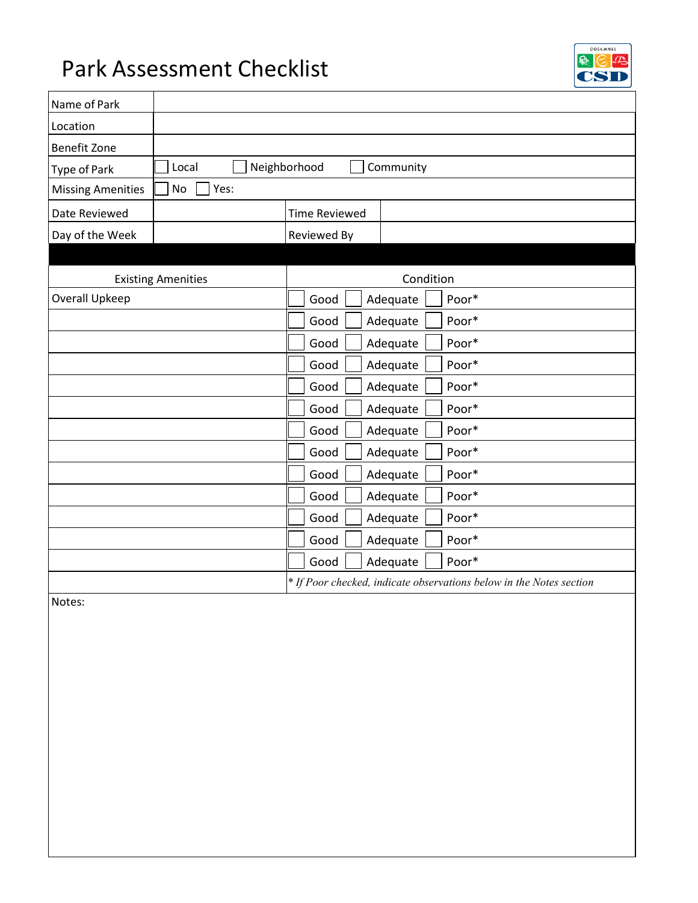# Park Assessment Checklist

| Name of Park | | |
|---|---|---|
| Location | | |
| Benefit Zone | | |
| Type of Park | ☐ Local ☐ Neighborhood ☐ Community | |
| Missing Amenities | ☐ No ☐ Yes: | |
| Date Reviewed | | Time Reviewed |
| Day of the Week | | Reviewed By |

| Existing Amenities | Condition |
|---|---|
| Overall Upkeep | ☐ Good ☐ Adequate ☐ Poor* |
| | ☐ Good ☐ Adequate ☐ Poor* |
| | ☐ Good ☐ Adequate ☐ Poor* |
| | ☐ Good ☐ Adequate ☐ Poor* |
| | ☐ Good ☐ Adequate ☐ Poor* |
| | ☐ Good ☐ Adequate ☐ Poor* |
| | ☐ Good ☐ Adequate ☐ Poor* |
| | ☐ Good ☐ Adequate ☐ Poor* |
| | ☐ Good ☐ Adequate ☐ Poor* |
| | ☐ Good ☐ Adequate ☐ Poor* |
| | ☐ Good ☐ Adequate ☐ Poor* |
| | ☐ Good ☐ Adequate ☐ Poor* |
| | ☐ Good ☐ Adequate ☐ Poor* |
| | *\* If Poor checked, indicate observations below in the Notes section* |

Notes: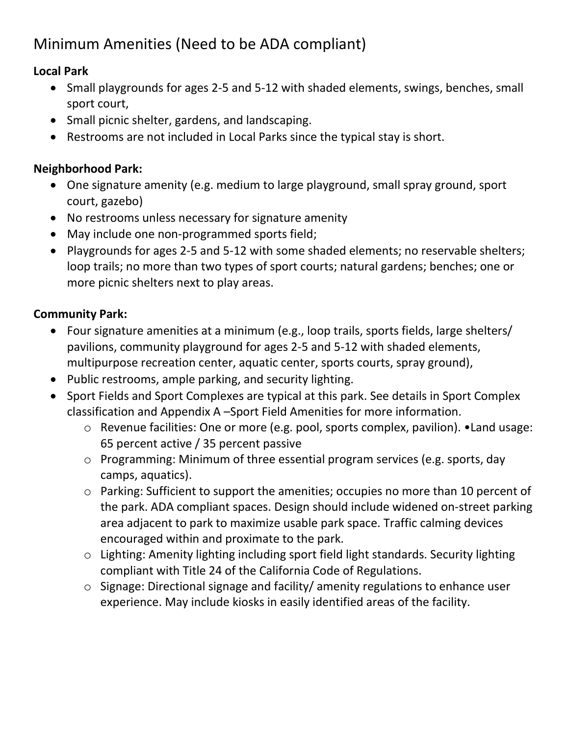# Minimum Amenities (Need to be ADA compliant)

**Local Park**

- Small playgrounds for ages 2-5 and 5-12 with shaded elements, swings, benches, small sport court,
- Small picnic shelter, gardens, and landscaping.
- Restrooms are not included in Local Parks since the typical stay is short.

**Neighborhood Park:**

- One signature amenity (e.g. medium to large playground, small spray ground, sport court, gazebo)
- No restrooms unless necessary for signature amenity
- May include one non-programmed sports field;
- Playgrounds for ages 2-5 and 5-12 with some shaded elements; no reservable shelters; loop trails; no more than two types of sport courts; natural gardens; benches; one or more picnic shelters next to play areas.

**Community Park:**

- Four signature amenities at a minimum (e.g., loop trails, sports fields, large shelters/ pavilions, community playground for ages 2-5 and 5-12 with shaded elements, multipurpose recreation center, aquatic center, sports courts, spray ground),
- Public restrooms, ample parking, and security lighting.
- Sport Fields and Sport Complexes are typical at this park. See details in Sport Complex classification and Appendix A –Sport Field Amenities for more information.
  - Revenue facilities: One or more (e.g. pool, sports complex, pavilion). •Land usage: 65 percent active / 35 percent passive
  - Programming: Minimum of three essential program services (e.g. sports, day camps, aquatics).
  - Parking: Sufficient to support the amenities; occupies no more than 10 percent of the park. ADA compliant spaces. Design should include widened on-street parking area adjacent to park to maximize usable park space. Traffic calming devices encouraged within and proximate to the park.
  - Lighting: Amenity lighting including sport field light standards. Security lighting compliant with Title 24 of the California Code of Regulations.
  - Signage: Directional signage and facility/ amenity regulations to enhance user experience. May include kiosks in easily identified areas of the facility.